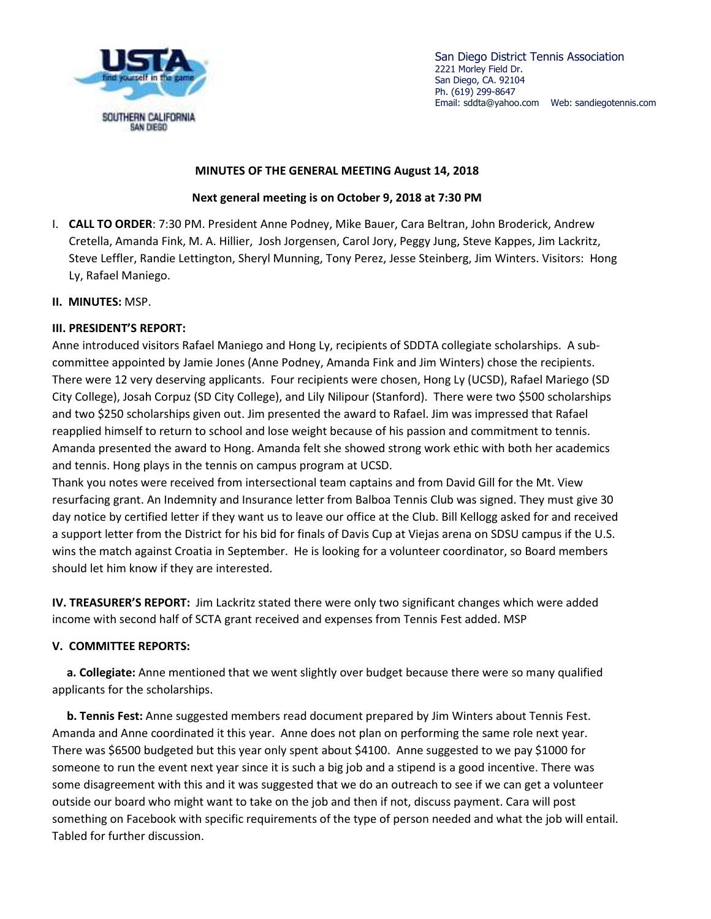San Diego District Tennis Association
2221 Morley Field Dr.
San Diego, CA. 92104
Ph. (619) 299-8647
Email: sddta@yahoo.com    Web: sandiegotennis.com

**MINUTES OF THE GENERAL MEETING August 14, 2018**

**Next general meeting is on October 9, 2018 at 7:30 PM**

I. **CALL TO ORDER**: 7:30 PM. President Anne Podney, Mike Bauer, Cara Beltran, John Broderick, Andrew Cretella, Amanda Fink, M. A. Hillier, Josh Jorgensen, Carol Jory, Peggy Jung, Steve Kappes, Jim Lackritz, Steve Leffler, Randie Lettington, Sheryl Munning, Tony Perez, Jesse Steinberg, Jim Winters. Visitors: Hong Ly, Rafael Maniego.

**II. MINUTES:** MSP.

**III. PRESIDENT'S REPORT:**

Anne introduced visitors Rafael Maniego and Hong Ly, recipients of SDDTA collegiate scholarships. A sub-committee appointed by Jamie Jones (Anne Podney, Amanda Fink and Jim Winters) chose the recipients. There were 12 very deserving applicants. Four recipients were chosen, Hong Ly (UCSD), Rafael Mariego (SD City College), Josah Corpuz (SD City College), and Lily Nilipour (Stanford). There were two $500 scholarships and two $250 scholarships given out. Jim presented the award to Rafael. Jim was impressed that Rafael reapplied himself to return to school and lose weight because of his passion and commitment to tennis. Amanda presented the award to Hong. Amanda felt she showed strong work ethic with both her academics and tennis. Hong plays in the tennis on campus program at UCSD.

Thank you notes were received from intersectional team captains and from David Gill for the Mt. View resurfacing grant. An Indemnity and Insurance letter from Balboa Tennis Club was signed. They must give 30 day notice by certified letter if they want us to leave our office at the Club. Bill Kellogg asked for and received a support letter from the District for his bid for finals of Davis Cup at Viejas arena on SDSU campus if the U.S. wins the match against Croatia in September. He is looking for a volunteer coordinator, so Board members should let him know if they are interested.

**IV. TREASURER'S REPORT:** Jim Lackritz stated there were only two significant changes which were added income with second half of SCTA grant received and expenses from Tennis Fest added. MSP

**V. COMMITTEE REPORTS:**

**a. Collegiate:** Anne mentioned that we went slightly over budget because there were so many qualified applicants for the scholarships.

**b. Tennis Fest:** Anne suggested members read document prepared by Jim Winters about Tennis Fest. Amanda and Anne coordinated it this year. Anne does not plan on performing the same role next year. There was $6500 budgeted but this year only spent about $4100. Anne suggested to we pay $1000 for someone to run the event next year since it is such a big job and a stipend is a good incentive. There was some disagreement with this and it was suggested that we do an outreach to see if we can get a volunteer outside our board who might want to take on the job and then if not, discuss payment. Cara will post something on Facebook with specific requirements of the type of person needed and what the job will entail. Tabled for further discussion.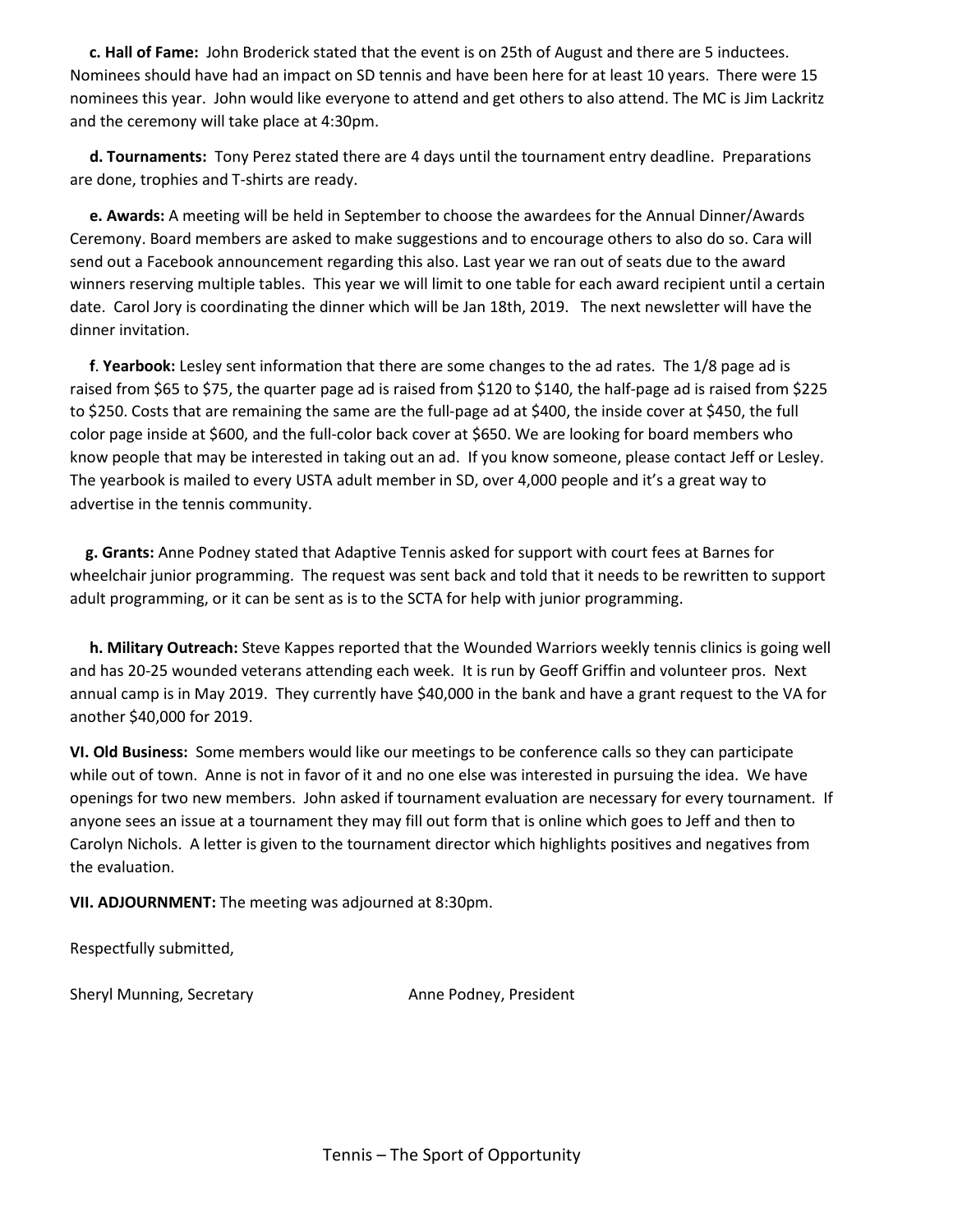**c. Hall of Fame:** John Broderick stated that the event is on 25th of August and there are 5 inductees. Nominees should have had an impact on SD tennis and have been here for at least 10 years. There were 15 nominees this year. John would like everyone to attend and get others to also attend. The MC is Jim Lackritz and the ceremony will take place at 4:30pm.

**d. Tournaments:** Tony Perez stated there are 4 days until the tournament entry deadline. Preparations are done, trophies and T-shirts are ready.

**e. Awards:** A meeting will be held in September to choose the awardees for the Annual Dinner/Awards Ceremony. Board members are asked to make suggestions and to encourage others to also do so. Cara will send out a Facebook announcement regarding this also. Last year we ran out of seats due to the award winners reserving multiple tables. This year we will limit to one table for each award recipient until a certain date. Carol Jory is coordinating the dinner which will be Jan 18th, 2019. The next newsletter will have the dinner invitation.

**f**. **Yearbook:** Lesley sent information that there are some changes to the ad rates. The 1/8 page ad is raised from $65 to $75, the quarter page ad is raised from $120 to $140, the half-page ad is raised from $225 to $250. Costs that are remaining the same are the full-page ad at $400, the inside cover at $450, the full color page inside at $600, and the full-color back cover at $650. We are looking for board members who know people that may be interested in taking out an ad. If you know someone, please contact Jeff or Lesley. The yearbook is mailed to every USTA adult member in SD, over 4,000 people and it's a great way to advertise in the tennis community.

**g. Grants:** Anne Podney stated that Adaptive Tennis asked for support with court fees at Barnes for wheelchair junior programming. The request was sent back and told that it needs to be rewritten to support adult programming, or it can be sent as is to the SCTA for help with junior programming.

**h. Military Outreach:** Steve Kappes reported that the Wounded Warriors weekly tennis clinics is going well and has 20-25 wounded veterans attending each week. It is run by Geoff Griffin and volunteer pros. Next annual camp is in May 2019. They currently have $40,000 in the bank and have a grant request to the VA for another $40,000 for 2019.

**VI. Old Business:** Some members would like our meetings to be conference calls so they can participate while out of town. Anne is not in favor of it and no one else was interested in pursuing the idea. We have openings for two new members. John asked if tournament evaluation are necessary for every tournament. If anyone sees an issue at a tournament they may fill out form that is online which goes to Jeff and then to Carolyn Nichols. A letter is given to the tournament director which highlights positives and negatives from the evaluation.

**VII. ADJOURNMENT:** The meeting was adjourned at 8:30pm.

Respectfully submitted,

Sheryl Munning, Secretary

Anne Podney, President

Tennis – The Sport of Opportunity